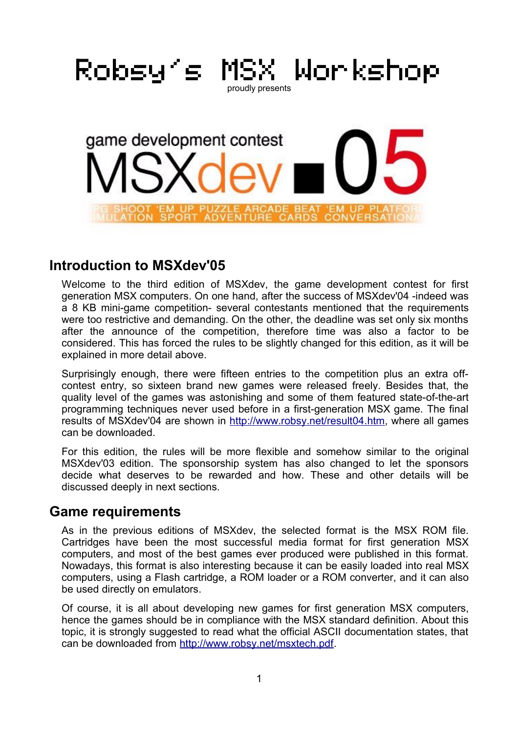# Robsy's MSX Workshop

proudly presents

game development contest

MSXdev ■05

## Introduction to MSXdev'05

Welcome to the third edition of MSXdev, the game development contest for first generation MSX computers. On one hand, after the success of MSXdev'04 -indeed was a 8 KB mini-game competition- several contestants mentioned that the requirements were too restrictive and demanding. On the other, the deadline was set only six months after the announce of the competition, therefore time was also a factor to be considered. This has forced the rules to be slightly changed for this edition, as it will be explained in more detail above.

Surprisingly enough, there were fifteen entries to the competition plus an extra off-contest entry, so sixteen brand new games were released freely. Besides that, the quality level of the games was astonishing and some of them featured state-of-the-art programming techniques never used before in a first-generation MSX game. The final results of MSXdev'04 are shown in http://www.robsy.net/result04.htm, where all games can be downloaded.

For this edition, the rules will be more flexible and somehow similar to the original MSXdev'03 edition. The sponsorship system has also changed to let the sponsors decide what deserves to be rewarded and how. These and other details will be discussed deeply in next sections.

## Game requirements

As in the previous editions of MSXdev, the selected format is the MSX ROM file. Cartridges have been the most successful media format for first generation MSX computers, and most of the best games ever produced were published in this format. Nowadays, this format is also interesting because it can be easily loaded into real MSX computers, using a Flash cartridge, a ROM loader or a ROM converter, and it can also be used directly on emulators.

Of course, it is all about developing new games for first generation MSX computers, hence the games should be in compliance with the MSX standard definition. About this topic, it is strongly suggested to read what the official ASCII documentation states, that can be downloaded from http://www.robsy.net/msxtech.pdf.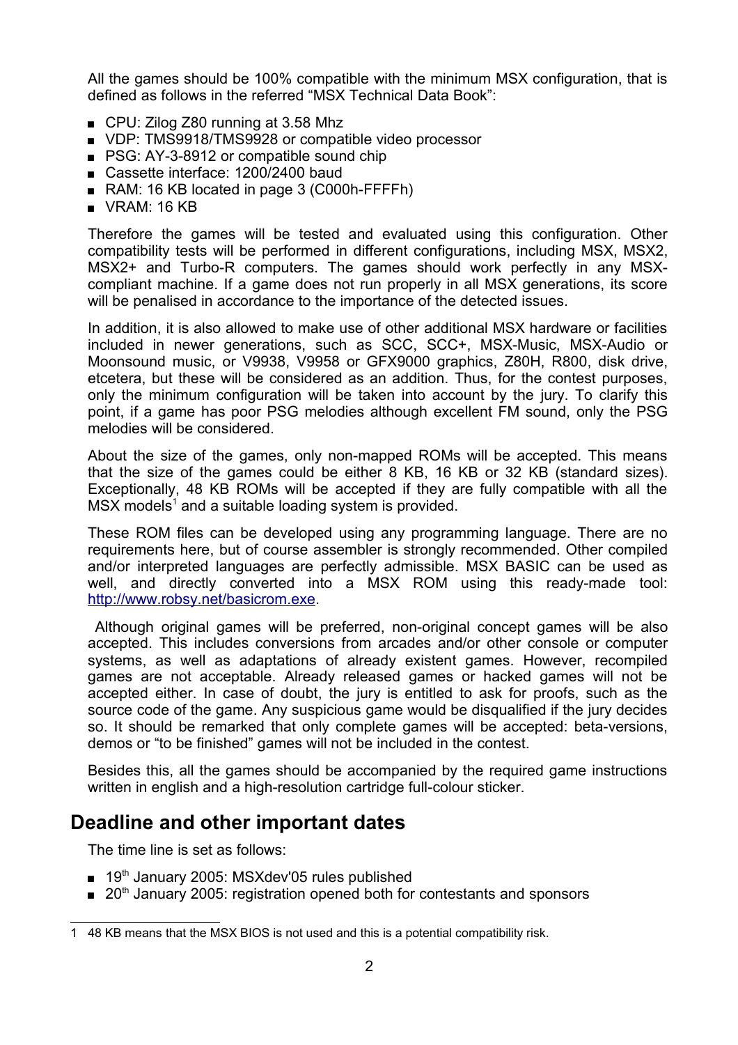All the games should be 100% compatible with the minimum MSX configuration, that is defined as follows in the referred “MSX Technical Data Book”:

- CPU: Zilog Z80 running at 3.58 Mhz
- VDP: TMS9918/TMS9928 or compatible video processor
- PSG: AY-3-8912 or compatible sound chip
- Cassette interface: 1200/2400 baud
- RAM: 16 KB located in page 3 (C000h-FFFFh)
- VRAM: 16 KB

Therefore the games will be tested and evaluated using this configuration. Other compatibility tests will be performed in different configurations, including MSX, MSX2, MSX2+ and Turbo-R computers. The games should work perfectly in any MSX-compliant machine. If a game does not run properly in all MSX generations, its score will be penalised in accordance to the importance of the detected issues.

In addition, it is also allowed to make use of other additional MSX hardware or facilities included in newer generations, such as SCC, SCC+, MSX-Music, MSX-Audio or Moonsound music, or V9938, V9958 or GFX9000 graphics, Z80H, R800, disk drive, etcetera, but these will be considered as an addition. Thus, for the contest purposes, only the minimum configuration will be taken into account by the jury. To clarify this point, if a game has poor PSG melodies although excellent FM sound, only the PSG melodies will be considered.

About the size of the games, only non-mapped ROMs will be accepted. This means that the size of the games could be either 8 KB, 16 KB or 32 KB (standard sizes). Exceptionally, 48 KB ROMs will be accepted if they are fully compatible with all the MSX models[1] and a suitable loading system is provided.

These ROM files can be developed using any programming language. There are no requirements here, but of course assembler is strongly recommended. Other compiled and/or interpreted languages are perfectly admissible. MSX BASIC can be used as well, and directly converted into a MSX ROM using this ready-made tool: [http://www.robsy.net/basicrom.exe](http://www.robsy.net/basicrom.exe).

Although original games will be preferred, non-original concept games will be also accepted. This includes conversions from arcades and/or other console or computer systems, as well as adaptations of already existent games. However, recompiled games are not acceptable. Already released games or hacked games will not be accepted either. In case of doubt, the jury is entitled to ask for proofs, such as the source code of the game. Any suspicious game would be disqualified if the jury decides so. It should be remarked that only complete games will be accepted: beta-versions, demos or “to be finished” games will not be included in the contest.

Besides this, all the games should be accompanied by the required game instructions written in english and a high-resolution cartridge full-colour sticker.

## Deadline and other important dates

The time line is set as follows:

- 19th January 2005: MSXdev'05 rules published
- 20th January 2005: registration opened both for contestants and sponsors

---

1 48 KB means that the MSX BIOS is not used and this is a potential compatibility risk.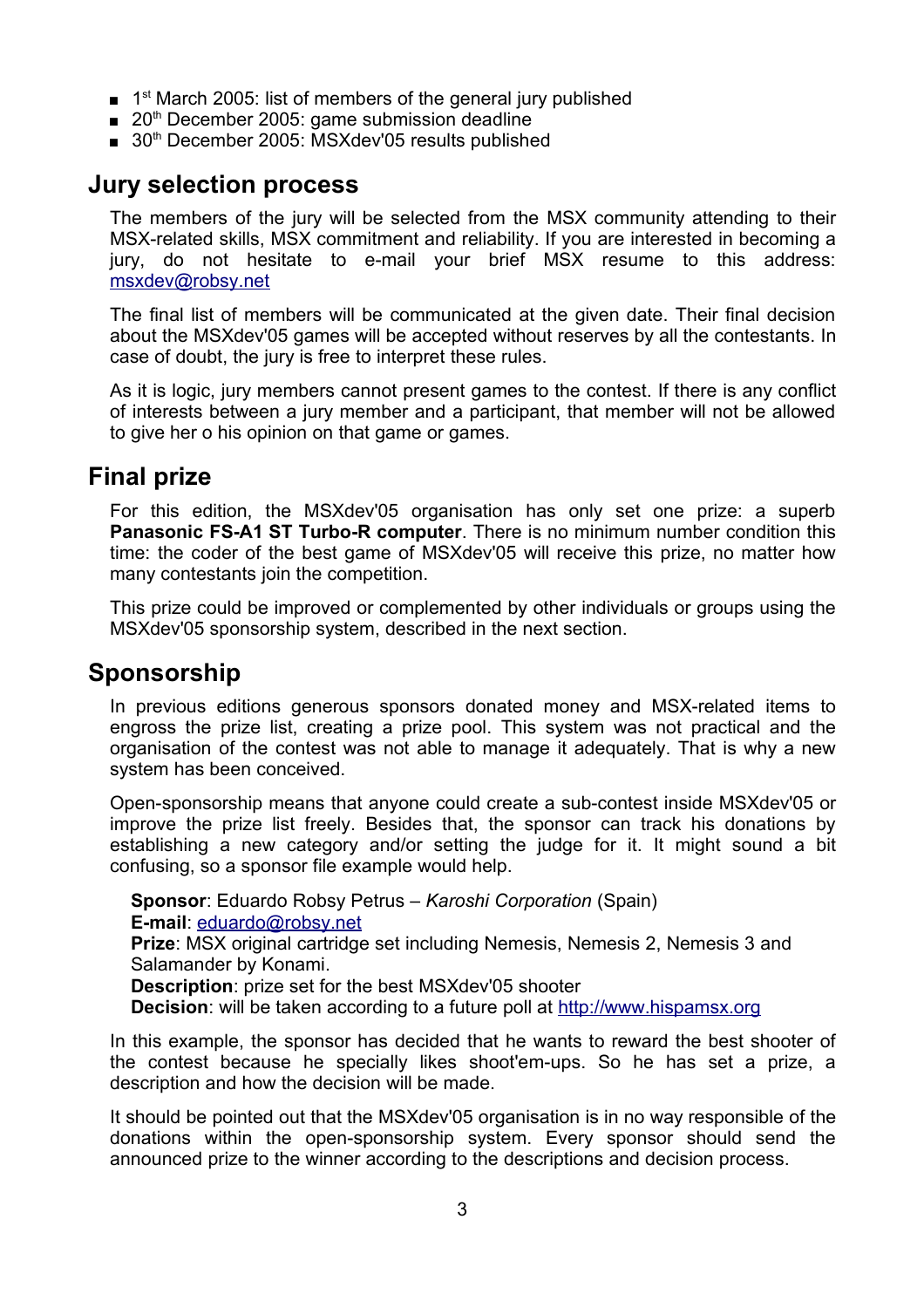- 1st March 2005: list of members of the general jury published
- 20th December 2005: game submission deadline
- 30th December 2005: MSXdev'05 results published

## Jury selection process

The members of the jury will be selected from the MSX community attending to their MSX-related skills, MSX commitment and reliability. If you are interested in becoming a jury, do not hesitate to e-mail your brief MSX resume to this address: msxdev@robsy.net

The final list of members will be communicated at the given date. Their final decision about the MSXdev'05 games will be accepted without reserves by all the contestants. In case of doubt, the jury is free to interpret these rules.

As it is logic, jury members cannot present games to the contest. If there is any conflict of interests between a jury member and a participant, that member will not be allowed to give her o his opinion on that game or games.

## Final prize

For this edition, the MSXdev'05 organisation has only set one prize: a superb **Panasonic FS-A1 ST Turbo-R computer**. There is no minimum number condition this time: the coder of the best game of MSXdev'05 will receive this prize, no matter how many contestants join the competition.

This prize could be improved or complemented by other individuals or groups using the MSXdev'05 sponsorship system, described in the next section.

## Sponsorship

In previous editions generous sponsors donated money and MSX-related items to engross the prize list, creating a prize pool. This system was not practical and the organisation of the contest was not able to manage it adequately. That is why a new system has been conceived.

Open-sponsorship means that anyone could create a sub-contest inside MSXdev'05 or improve the prize list freely. Besides that, the sponsor can track his donations by establishing a new category and/or setting the judge for it. It might sound a bit confusing, so a sponsor file example would help.

> **Sponsor**: Eduardo Robsy Petrus – *Karoshi Corporation* (Spain)
> **E-mail**: eduardo@robsy.net
> **Prize**: MSX original cartridge set including Nemesis, Nemesis 2, Nemesis 3 and Salamander by Konami.
> **Description**: prize set for the best MSXdev'05 shooter
> **Decision**: will be taken according to a future poll at http://www.hispamsx.org

In this example, the sponsor has decided that he wants to reward the best shooter of the contest because he specially likes shoot'em-ups. So he has set a prize, a description and how the decision will be made.

It should be pointed out that the MSXdev'05 organisation is in no way responsible of the donations within the open-sponsorship system. Every sponsor should send the announced prize to the winner according to the descriptions and decision process.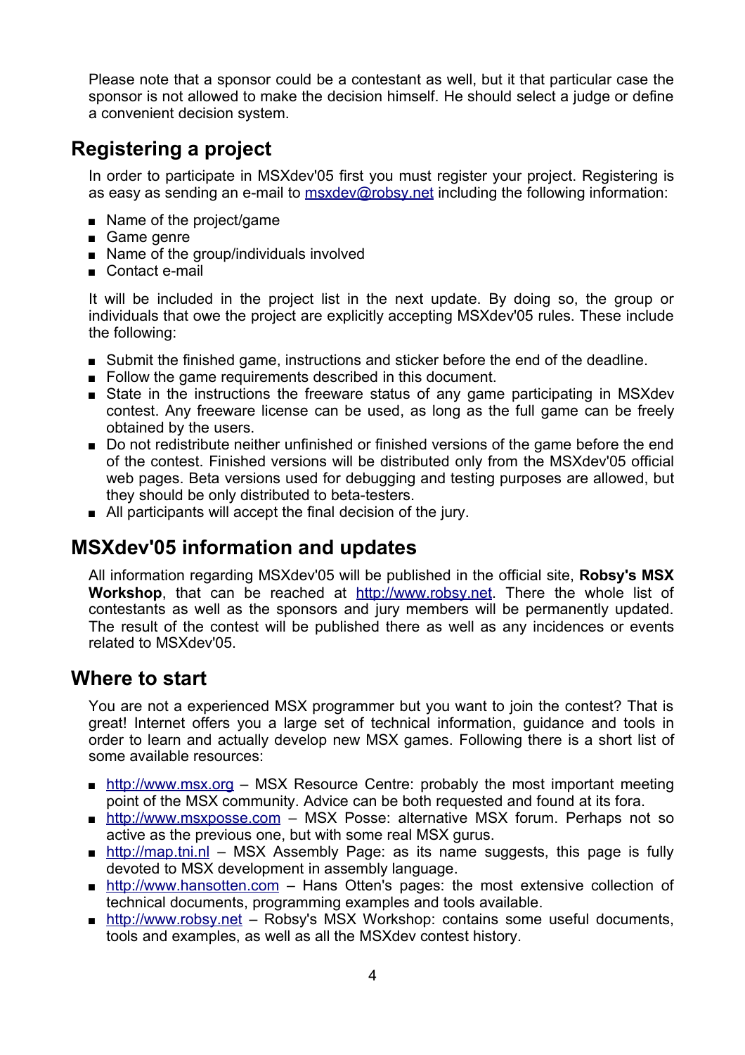Please note that a sponsor could be a contestant as well, but it that particular case the sponsor is not allowed to make the decision himself. He should select a judge or define a convenient decision system.

## Registering a project

In order to participate in MSXdev'05 first you must register your project. Registering is as easy as sending an e-mail to [msxdev@robsy.net](mailto:msxdev@robsy.net) including the following information:

- Name of the project/game
- Game genre
- Name of the group/individuals involved
- Contact e-mail

It will be included in the project list in the next update. By doing so, the group or individuals that owe the project are explicitly accepting MSXdev'05 rules. These include the following:

- Submit the finished game, instructions and sticker before the end of the deadline.
- Follow the game requirements described in this document.
- State in the instructions the freeware status of any game participating in MSXdev contest. Any freeware license can be used, as long as the full game can be freely obtained by the users.
- Do not redistribute neither unfinished or finished versions of the game before the end of the contest. Finished versions will be distributed only from the MSXdev'05 official web pages. Beta versions used for debugging and testing purposes are allowed, but they should be only distributed to beta-testers.
- All participants will accept the final decision of the jury.

## MSXdev'05 information and updates

All information regarding MSXdev'05 will be published in the official site, **Robsy's MSX Workshop**, that can be reached at [http://www.robsy.net](http://www.robsy.net). There the whole list of contestants as well as the sponsors and jury members will be permanently updated. The result of the contest will be published there as well as any incidences or events related to MSXdev'05.

## Where to start

You are not a experienced MSX programmer but you want to join the contest? That is great! Internet offers you a large set of technical information, guidance and tools in order to learn and actually develop new MSX games. Following there is a short list of some available resources:

- [http://www.msx.org](http://www.msx.org) – MSX Resource Centre: probably the most important meeting point of the MSX community. Advice can be both requested and found at its fora.
- [http://www.msxposse.com](http://www.msxposse.com) – MSX Posse: alternative MSX forum. Perhaps not so active as the previous one, but with some real MSX gurus.
- [http://map.tni.nl](http://map.tni.nl) – MSX Assembly Page: as its name suggests, this page is fully devoted to MSX development in assembly language.
- [http://www.hansotten.com](http://www.hansotten.com) – Hans Otten's pages: the most extensive collection of technical documents, programming examples and tools available.
- [http://www.robsy.net](http://www.robsy.net) – Robsy's MSX Workshop: contains some useful documents, tools and examples, as well as all the MSXdev contest history.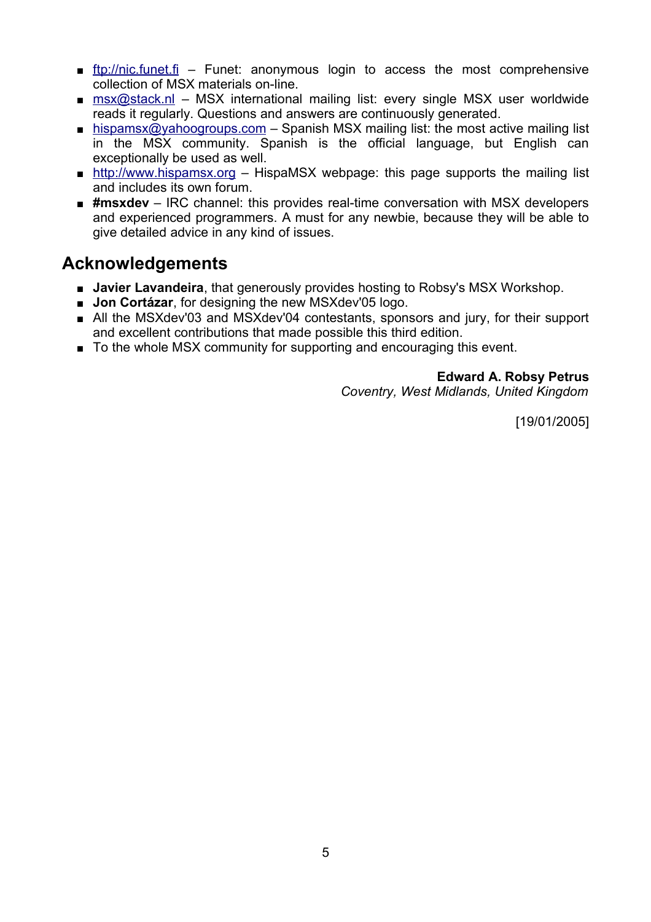- ftp://nic.funet.fi – Funet: anonymous login to access the most comprehensive collection of MSX materials on-line.
- msx@stack.nl – MSX international mailing list: every single MSX user worldwide reads it regularly. Questions and answers are continuously generated.
- hispamsx@yahoogroups.com – Spanish MSX mailing list: the most active mailing list in the MSX community. Spanish is the official language, but English can exceptionally be used as well.
- http://www.hispamsx.org – HispaMSX webpage: this page supports the mailing list and includes its own forum.
- **#msxdev** – IRC channel: this provides real-time conversation with MSX developers and experienced programmers. A must for any newbie, because they will be able to give detailed advice in any kind of issues.

## Acknowledgements

- **Javier Lavandeira**, that generously provides hosting to Robsy's MSX Workshop.
- **Jon Cortázar**, for designing the new MSXdev'05 logo.
- All the MSXdev'03 and MSXdev'04 contestants, sponsors and jury, for their support and excellent contributions that made possible this third edition.
- To the whole MSX community for supporting and encouraging this event.

**Edward A. Robsy Petrus**
*Coventry, West Midlands, United Kingdom*

[19/01/2005]